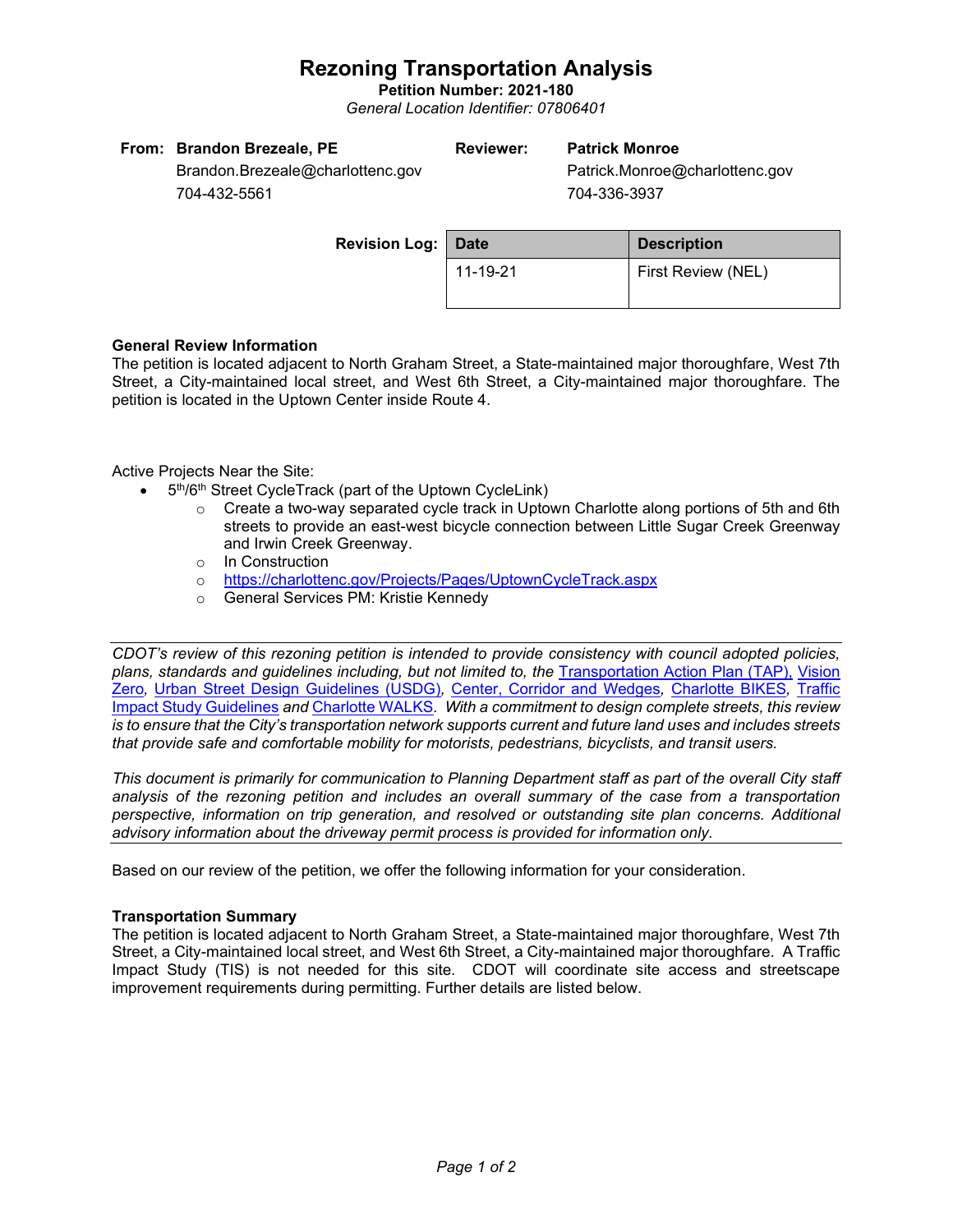# Rezoning Transportation Analysis

**Petition Number: 2021-180**

*General Location Identifier: 07806401*

**From:** **Brandon Brezeale, PE**
Brandon.Brezeale@charlottenc.gov
704-432-5561

**Reviewer:** **Patrick Monroe**
Patrick.Monroe@charlottenc.gov
704-336-3937

**Revision Log:**

| Date | Description |
|---|---|
| 11-19-21 | First Review (NEL) |

**General Review Information**

The petition is located adjacent to North Graham Street, a State-maintained major thoroughfare, West 7th Street, a City-maintained local street, and West 6th Street, a City-maintained major thoroughfare. The petition is located in the Uptown Center inside Route 4.

Active Projects Near the Site:

- 5th/6th Street CycleTrack (part of the Uptown CycleLink)
  - Create a two-way separated cycle track in Uptown Charlotte along portions of 5th and 6th streets to provide an east-west bicycle connection between Little Sugar Creek Greenway and Irwin Creek Greenway.
  - In Construction
  - https://charlottenc.gov/Projects/Pages/UptownCycleTrack.aspx
  - General Services PM: Kristie Kennedy

---

*CDOT's review of this rezoning petition is intended to provide consistency with council adopted policies, plans, standards and guidelines including, but not limited to, the Transportation Action Plan (TAP), Vision Zero, Urban Street Design Guidelines (USDG), Center, Corridor and Wedges, Charlotte BIKES, Traffic Impact Study Guidelines and Charlotte WALKS. With a commitment to design complete streets, this review is to ensure that the City's transportation network supports current and future land uses and includes streets that provide safe and comfortable mobility for motorists, pedestrians, bicyclists, and transit users.*

*This document is primarily for communication to Planning Department staff as part of the overall City staff analysis of the rezoning petition and includes an overall summary of the case from a transportation perspective, information on trip generation, and resolved or outstanding site plan concerns. Additional advisory information about the driveway permit process is provided for information only.*

---

Based on our review of the petition, we offer the following information for your consideration.

**Transportation Summary**

The petition is located adjacent to North Graham Street, a State-maintained major thoroughfare, West 7th Street, a City-maintained local street, and West 6th Street, a City-maintained major thoroughfare. A Traffic Impact Study (TIS) is not needed for this site. CDOT will coordinate site access and streetscape improvement requirements during permitting. Further details are listed below.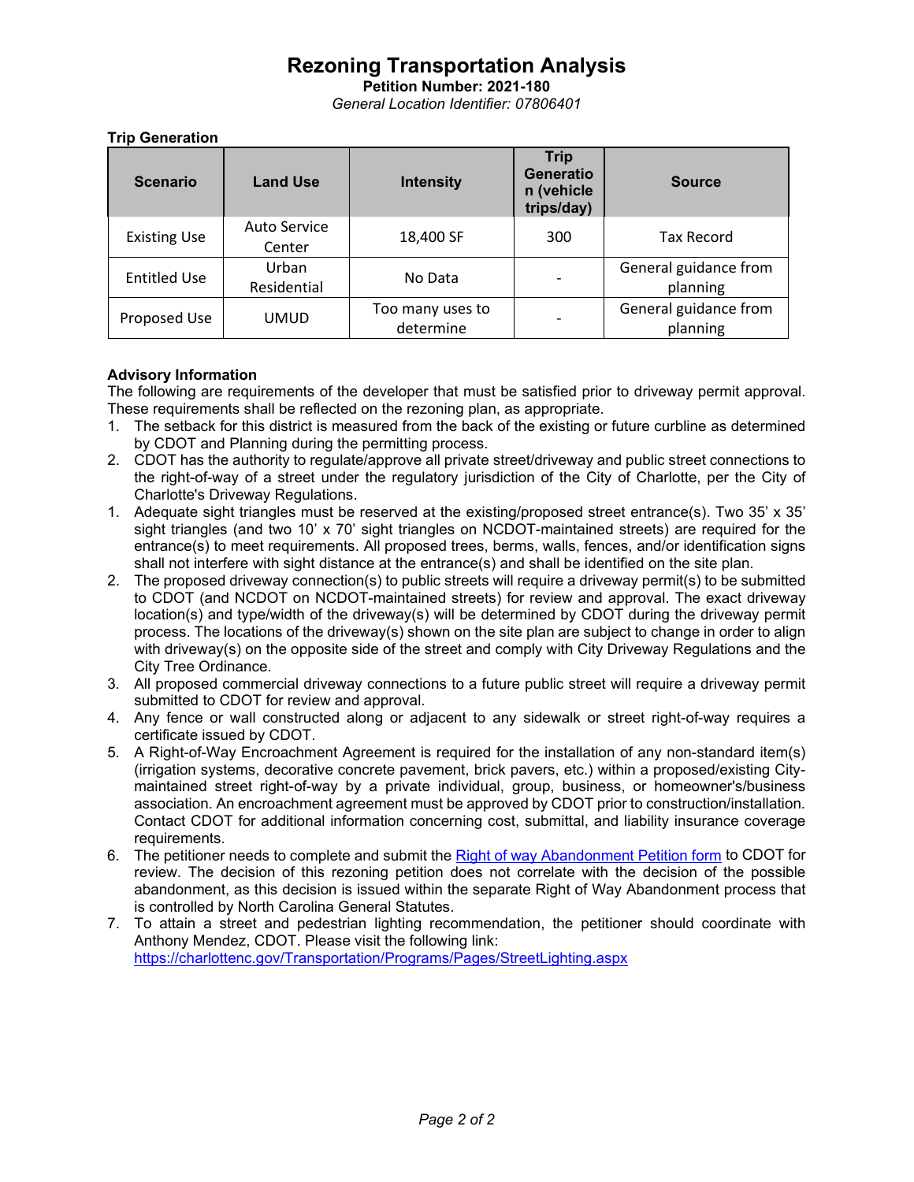# Rezoning Transportation Analysis

**Petition Number: 2021-180**

*General Location Identifier: 07806401*

**Trip Generation**

| Scenario | Land Use | Intensity | Trip Generation (vehicle trips/day) | Source |
|---|---|---|---|---|
| Existing Use | Auto Service Center | 18,400 SF | 300 | Tax Record |
| Entitled Use | Urban Residential | No Data | - | General guidance from planning |
| Proposed Use | UMUD | Too many uses to determine | - | General guidance from planning |

**Advisory Information**

The following are requirements of the developer that must be satisfied prior to driveway permit approval. These requirements shall be reflected on the rezoning plan, as appropriate.

1. The setback for this district is measured from the back of the existing or future curbline as determined by CDOT and Planning during the permitting process.
2. CDOT has the authority to regulate/approve all private street/driveway and public street connections to the right-of-way of a street under the regulatory jurisdiction of the City of Charlotte, per the City of Charlotte's Driveway Regulations.

1. Adequate sight triangles must be reserved at the existing/proposed street entrance(s). Two 35' x 35' sight triangles (and two 10' x 70' sight triangles on NCDOT-maintained streets) are required for the entrance(s) to meet requirements. All proposed trees, berms, walls, fences, and/or identification signs shall not interfere with sight distance at the entrance(s) and shall be identified on the site plan.
2. The proposed driveway connection(s) to public streets will require a driveway permit(s) to be submitted to CDOT (and NCDOT on NCDOT-maintained streets) for review and approval. The exact driveway location(s) and type/width of the driveway(s) will be determined by CDOT during the driveway permit process. The locations of the driveway(s) shown on the site plan are subject to change in order to align with driveway(s) on the opposite side of the street and comply with City Driveway Regulations and the City Tree Ordinance.
3. All proposed commercial driveway connections to a future public street will require a driveway permit submitted to CDOT for review and approval.
4. Any fence or wall constructed along or adjacent to any sidewalk or street right-of-way requires a certificate issued by CDOT.
5. A Right-of-Way Encroachment Agreement is required for the installation of any non-standard item(s) (irrigation systems, decorative concrete pavement, brick pavers, etc.) within a proposed/existing City-maintained street right-of-way by a private individual, group, business, or homeowner's/business association. An encroachment agreement must be approved by CDOT prior to construction/installation. Contact CDOT for additional information concerning cost, submittal, and liability insurance coverage requirements.
6. The petitioner needs to complete and submit the Right of way Abandonment Petition form to CDOT for review. The decision of this rezoning petition does not correlate with the decision of the possible abandonment, as this decision is issued within the separate Right of Way Abandonment process that is controlled by North Carolina General Statutes.
7. To attain a street and pedestrian lighting recommendation, the petitioner should coordinate with Anthony Mendez, CDOT. Please visit the following link: https://charlottenc.gov/Transportation/Programs/Pages/StreetLighting.aspx